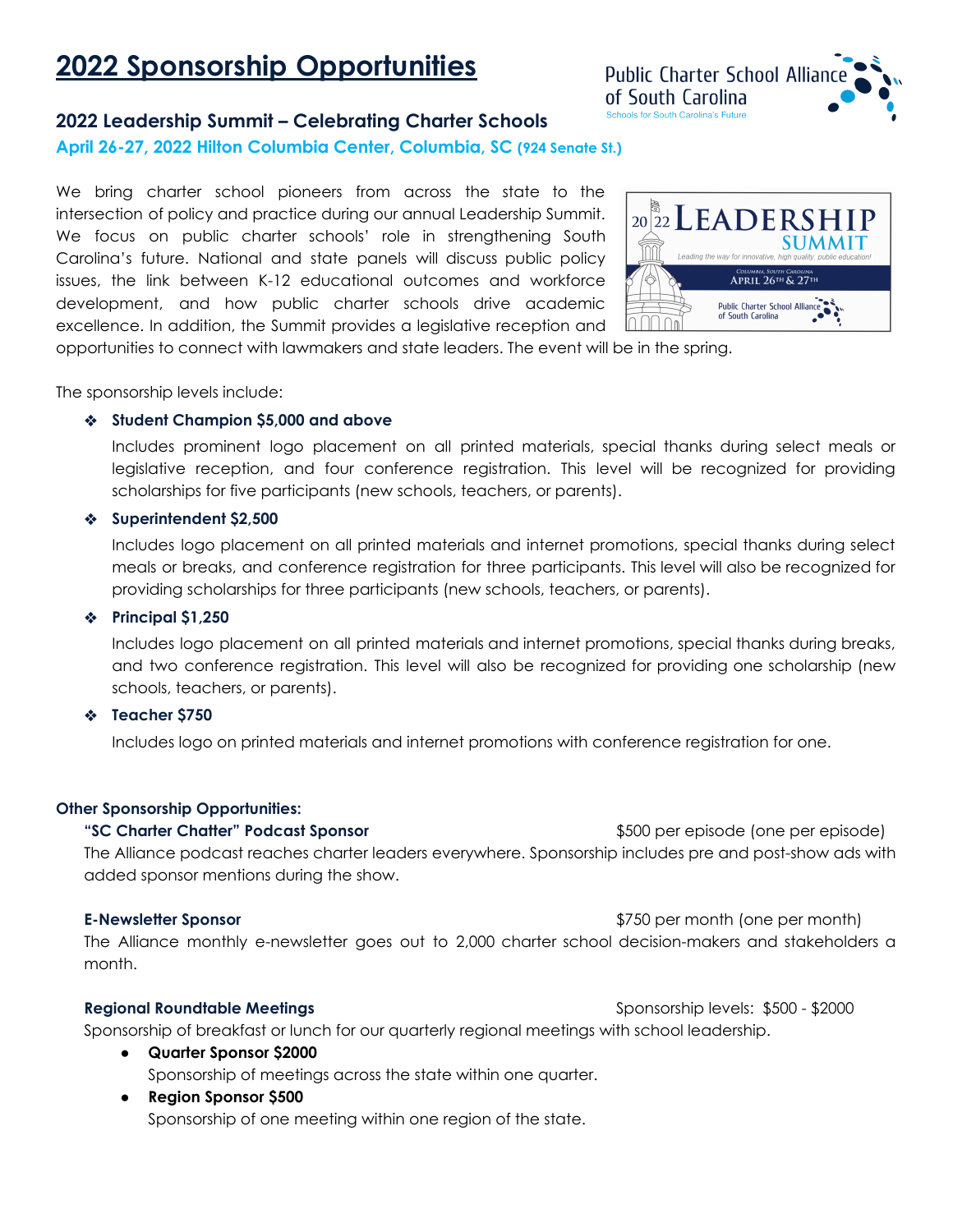# 2022 Sponsorship Opportunities

Public Charter School Alliance of South Carolina
Schools for South Carolina's Future

## 2022 Leadership Summit – Celebrating Charter Schools

**April 26-27, 2022 Hilton Columbia Center, Columbia, SC (924 Senate St.)**

We bring charter school pioneers from across the state to the intersection of policy and practice during our annual Leadership Summit. We focus on public charter schools' role in strengthening South Carolina's future. National and state panels will discuss public policy issues, the link between K-12 educational outcomes and workforce development, and how public charter schools drive academic excellence. In addition, the Summit provides a legislative reception and opportunities to connect with lawmakers and state leaders. The event will be in the spring.

The sponsorship levels include:

- **Student Champion $5,000 and above**

  Includes prominent logo placement on all printed materials, special thanks during select meals or legislative reception, and four conference registration. This level will be recognized for providing scholarships for five participants (new schools, teachers, or parents).

- **Superintendent $2,500**

  Includes logo placement on all printed materials and internet promotions, special thanks during select meals or breaks, and conference registration for three participants. This level will also be recognized for providing scholarships for three participants (new schools, teachers, or parents).

- **Principal $1,250**

  Includes logo placement on all printed materials and internet promotions, special thanks during breaks, and two conference registration. This level will also be recognized for providing one scholarship (new schools, teachers, or parents).

- **Teacher $750**

  Includes logo on printed materials and internet promotions with conference registration for one.

**Other Sponsorship Opportunities:**

**"SC Charter Chatter" Podcast Sponsor** — $500 per episode (one per episode)

The Alliance podcast reaches charter leaders everywhere. Sponsorship includes pre and post-show ads with added sponsor mentions during the show.

**E-Newsletter Sponsor** — $750 per month (one per month)

The Alliance monthly e-newsletter goes out to 2,000 charter school decision-makers and stakeholders a month.

**Regional Roundtable Meetings** — Sponsorship levels: $500 - $2000

Sponsorship of breakfast or lunch for our quarterly regional meetings with school leadership.

- **Quarter Sponsor $2000**
  Sponsorship of meetings across the state within one quarter.
- **Region Sponsor $500**
  Sponsorship of one meeting within one region of the state.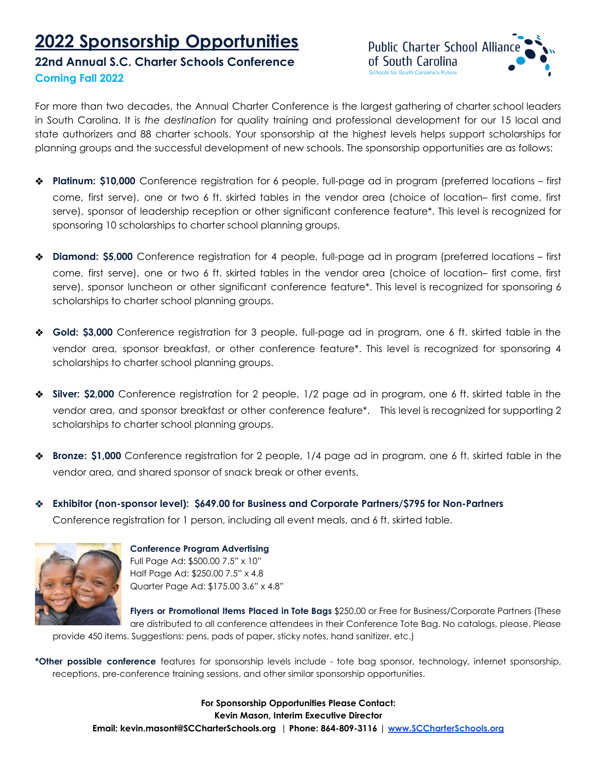# 2022 Sponsorship Opportunities

## 22nd Annual S.C. Charter Schools Conference

### Coming Fall 2022

Public Charter School Alliance of South Carolina
Schools for South Carolina's Future

For more than two decades, the Annual Charter Conference is the largest gathering of charter school leaders in South Carolina. It is *the destination* for quality training and professional development for our 15 local and state authorizers and 88 charter schools. Your sponsorship at the highest levels helps support scholarships for planning groups and the successful development of new schools. The sponsorship opportunities are as follows:

- **Platinum: $10,000** Conference registration for 6 people, full-page ad in program (preferred locations – first come, first serve), one or two 6 ft. skirted tables in the vendor area (choice of location– first come, first serve), sponsor of leadership reception or other significant conference feature*. This level is recognized for sponsoring 10 scholarships to charter school planning groups.

- **Diamond: $5,000** Conference registration for 4 people, full-page ad in program (preferred locations – first come, first serve), one or two 6 ft. skirted tables in the vendor area (choice of location– first come, first serve), sponsor luncheon or other significant conference feature*. This level is recognized for sponsoring 6 scholarships to charter school planning groups.

- **Gold: $3,000** Conference registration for 3 people, full-page ad in program, one 6 ft. skirted table in the vendor area, sponsor breakfast, or other conference feature*. This level is recognized for sponsoring 4 scholarships to charter school planning groups.

- **Silver: $2,000** Conference registration for 2 people, 1/2 page ad in program, one 6 ft. skirted table in the vendor area, and sponsor breakfast or other conference feature*. This level is recognized for supporting 2 scholarships to charter school planning groups.

- **Bronze: $1,000** Conference registration for 2 people, 1/4 page ad in program, one 6 ft. skirted table in the vendor area, and shared sponsor of snack break or other events.

- **Exhibitor (non-sponsor level): $649.00 for Business and Corporate Partners/$795 for Non-Partners**
  Conference registration for 1 person, including all event meals, and 6 ft. skirted table.

**Conference Program Advertising**
Full Page Ad: $500.00 7.5" x 10"
Half Page Ad: $250.00 7.5" x 4.8
Quarter Page Ad: $175.00 3.6" x 4.8"

**Flyers or Promotional Items Placed in Tote Bags** $250.00 or Free for Business/Corporate Partners (These are distributed to all conference attendees in their Conference Tote Bag. No catalogs, please. Please provide 450 items. Suggestions: pens, pads of paper, sticky notes, hand sanitizer, etc.)

***Other possible conference** features for sponsorship levels include - tote bag sponsor, technology, internet sponsorship, receptions, pre-conference training sessions, and other similar sponsorship opportunities.

**For Sponsorship Opportunities Please Contact:**
**Kevin Mason, Interim Executive Director**
**Email: kevin.masont@SCCharterSchools.org | Phone: 864-809-3116 | [www.SCCharterSchools.org](www.SCCharterSchools.org)**